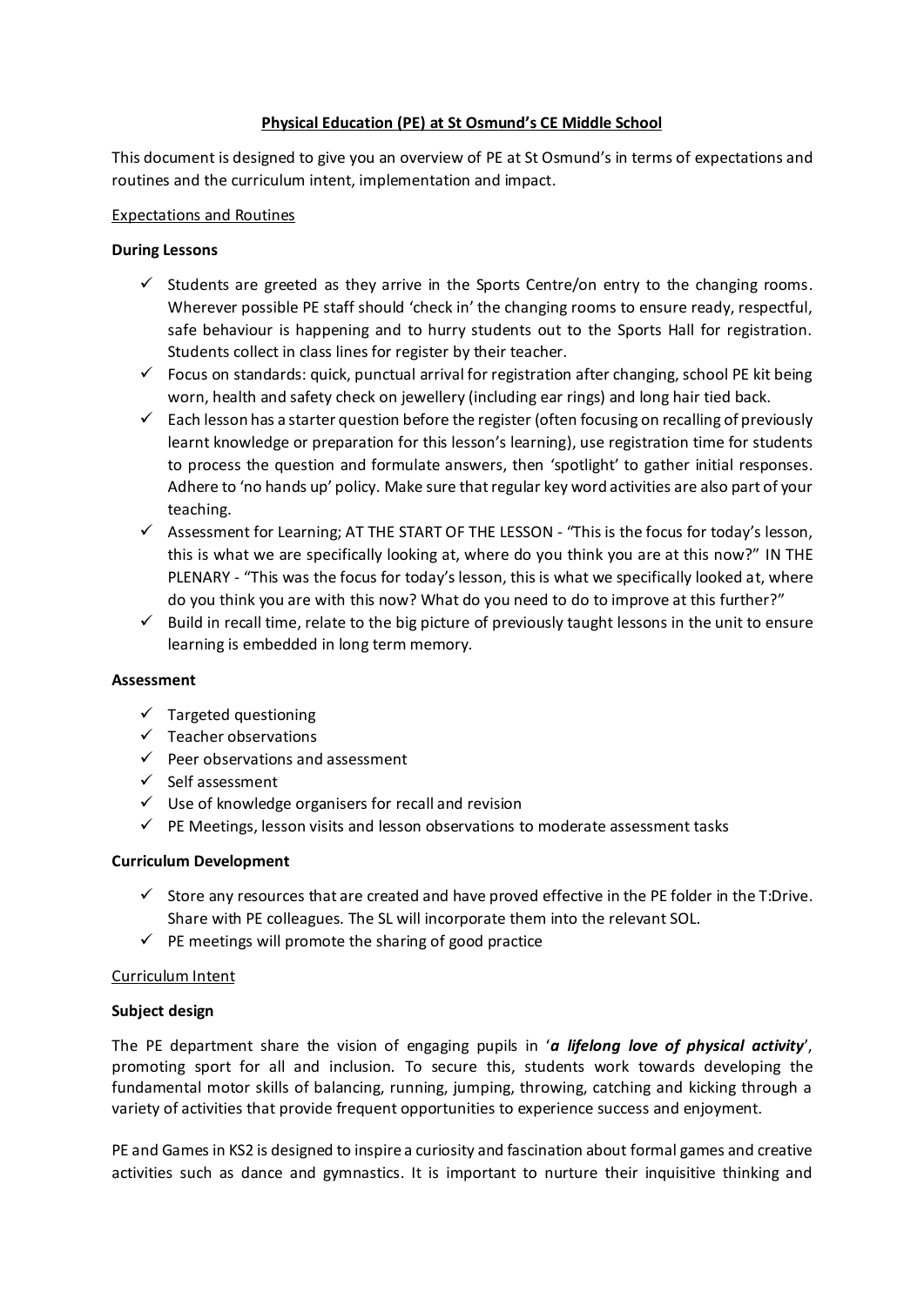# Physical Education (PE) at St Osmund's CE Middle School

This document is designed to give you an overview of PE at St Osmund's in terms of expectations and routines and the curriculum intent, implementation and impact.

## Expectations and Routines

### During Lessons

- ✓ Students are greeted as they arrive in the Sports Centre/on entry to the changing rooms. Wherever possible PE staff should 'check in' the changing rooms to ensure ready, respectful, safe behaviour is happening and to hurry students out to the Sports Hall for registration. Students collect in class lines for register by their teacher.
- ✓ Focus on standards: quick, punctual arrival for registration after changing, school PE kit being worn, health and safety check on jewellery (including ear rings) and long hair tied back.
- ✓ Each lesson has a starter question before the register (often focusing on recalling of previously learnt knowledge or preparation for this lesson's learning), use registration time for students to process the question and formulate answers, then 'spotlight' to gather initial responses. Adhere to 'no hands up' policy. Make sure that regular key word activities are also part of your teaching.
- ✓ Assessment for Learning; AT THE START OF THE LESSON - "This is the focus for today's lesson, this is what we are specifically looking at, where do you think you are at this now?" IN THE PLENARY - "This was the focus for today's lesson, this is what we specifically looked at, where do you think you are with this now? What do you need to do to improve at this further?"
- ✓ Build in recall time, relate to the big picture of previously taught lessons in the unit to ensure learning is embedded in long term memory.

### Assessment

- ✓ Targeted questioning
- ✓ Teacher observations
- ✓ Peer observations and assessment
- ✓ Self assessment
- ✓ Use of knowledge organisers for recall and revision
- ✓ PE Meetings, lesson visits and lesson observations to moderate assessment tasks

### Curriculum Development

- ✓ Store any resources that are created and have proved effective in the PE folder in the T:Drive. Share with PE colleagues. The SL will incorporate them into the relevant SOL.
- ✓ PE meetings will promote the sharing of good practice

## Curriculum Intent

### Subject design

The PE department share the vision of engaging pupils in '***a lifelong love of physical activity***', promoting sport for all and inclusion. To secure this, students work towards developing the fundamental motor skills of balancing, running, jumping, throwing, catching and kicking through a variety of activities that provide frequent opportunities to experience success and enjoyment.

PE and Games in KS2 is designed to inspire a curiosity and fascination about formal games and creative activities such as dance and gymnastics. It is important to nurture their inquisitive thinking and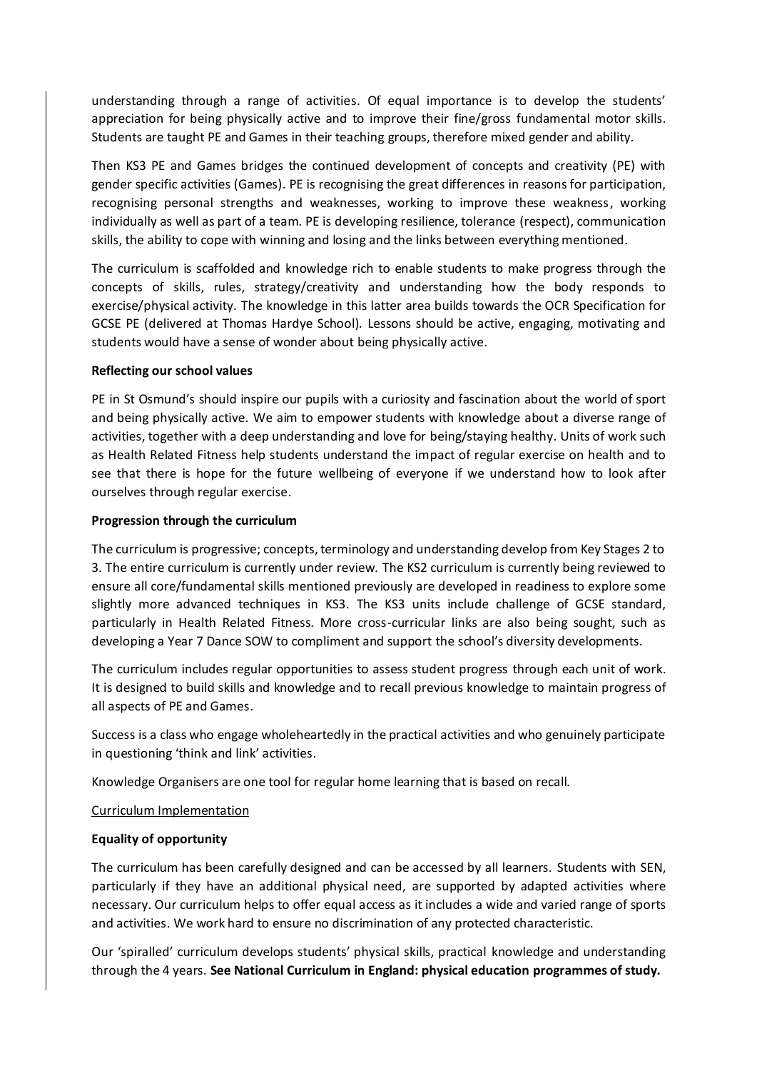understanding through a range of activities. Of equal importance is to develop the students' appreciation for being physically active and to improve their fine/gross fundamental motor skills. Students are taught PE and Games in their teaching groups, therefore mixed gender and ability.

Then KS3 PE and Games bridges the continued development of concepts and creativity (PE) with gender specific activities (Games). PE is recognising the great differences in reasons for participation, recognising personal strengths and weaknesses, working to improve these weakness, working individually as well as part of a team. PE is developing resilience, tolerance (respect), communication skills, the ability to cope with winning and losing and the links between everything mentioned.

The curriculum is scaffolded and knowledge rich to enable students to make progress through the concepts of skills, rules, strategy/creativity and understanding how the body responds to exercise/physical activity. The knowledge in this latter area builds towards the OCR Specification for GCSE PE (delivered at Thomas Hardye School). Lessons should be active, engaging, motivating and students would have a sense of wonder about being physically active.

**Reflecting our school values**

PE in St Osmund's should inspire our pupils with a curiosity and fascination about the world of sport and being physically active. We aim to empower students with knowledge about a diverse range of activities, together with a deep understanding and love for being/staying healthy. Units of work such as Health Related Fitness help students understand the impact of regular exercise on health and to see that there is hope for the future wellbeing of everyone if we understand how to look after ourselves through regular exercise.

**Progression through the curriculum**

The curriculum is progressive; concepts, terminology and understanding develop from Key Stages 2 to 3. The entire curriculum is currently under review. The KS2 curriculum is currently being reviewed to ensure all core/fundamental skills mentioned previously are developed in readiness to explore some slightly more advanced techniques in KS3. The KS3 units include challenge of GCSE standard, particularly in Health Related Fitness. More cross-curricular links are also being sought, such as developing a Year 7 Dance SOW to compliment and support the school's diversity developments.

The curriculum includes regular opportunities to assess student progress through each unit of work. It is designed to build skills and knowledge and to recall previous knowledge to maintain progress of all aspects of PE and Games.

Success is a class who engage wholeheartedly in the practical activities and who genuinely participate in questioning 'think and link' activities.

Knowledge Organisers are one tool for regular home learning that is based on recall.

Curriculum Implementation

**Equality of opportunity**

The curriculum has been carefully designed and can be accessed by all learners. Students with SEN, particularly if they have an additional physical need, are supported by adapted activities where necessary. Our curriculum helps to offer equal access as it includes a wide and varied range of sports and activities. We work hard to ensure no discrimination of any protected characteristic.

Our 'spiralled' curriculum develops students' physical skills, practical knowledge and understanding through the 4 years. **See National Curriculum in England: physical education programmes of study.**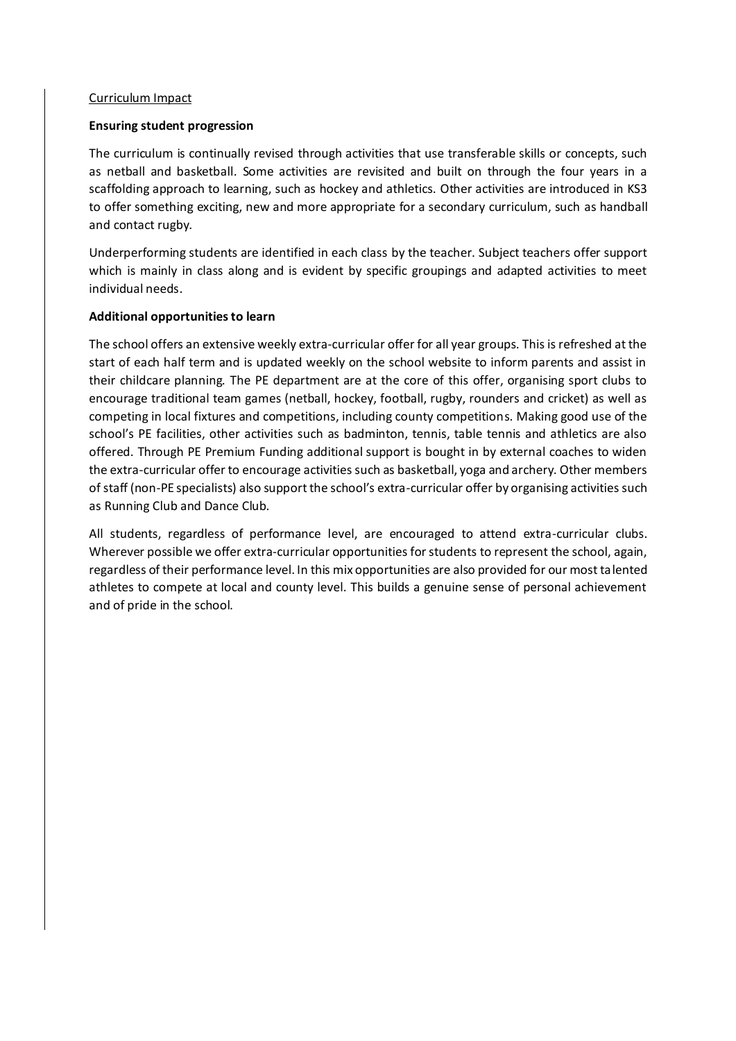Curriculum Impact

**Ensuring student progression**

The curriculum is continually revised through activities that use transferable skills or concepts, such as netball and basketball. Some activities are revisited and built on through the four years in a scaffolding approach to learning, such as hockey and athletics. Other activities are introduced in KS3 to offer something exciting, new and more appropriate for a secondary curriculum, such as handball and contact rugby.

Underperforming students are identified in each class by the teacher. Subject teachers offer support which is mainly in class along and is evident by specific groupings and adapted activities to meet individual needs.

**Additional opportunities to learn**

The school offers an extensive weekly extra-curricular offer for all year groups. This is refreshed at the start of each half term and is updated weekly on the school website to inform parents and assist in their childcare planning. The PE department are at the core of this offer, organising sport clubs to encourage traditional team games (netball, hockey, football, rugby, rounders and cricket) as well as competing in local fixtures and competitions, including county competitions. Making good use of the school's PE facilities, other activities such as badminton, tennis, table tennis and athletics are also offered. Through PE Premium Funding additional support is bought in by external coaches to widen the extra-curricular offer to encourage activities such as basketball, yoga and archery. Other members of staff (non-PE specialists) also support the school's extra-curricular offer by organising activities such as Running Club and Dance Club.

All students, regardless of performance level, are encouraged to attend extra-curricular clubs. Wherever possible we offer extra-curricular opportunities for students to represent the school, again, regardless of their performance level. In this mix opportunities are also provided for our most talented athletes to compete at local and county level. This builds a genuine sense of personal achievement and of pride in the school.